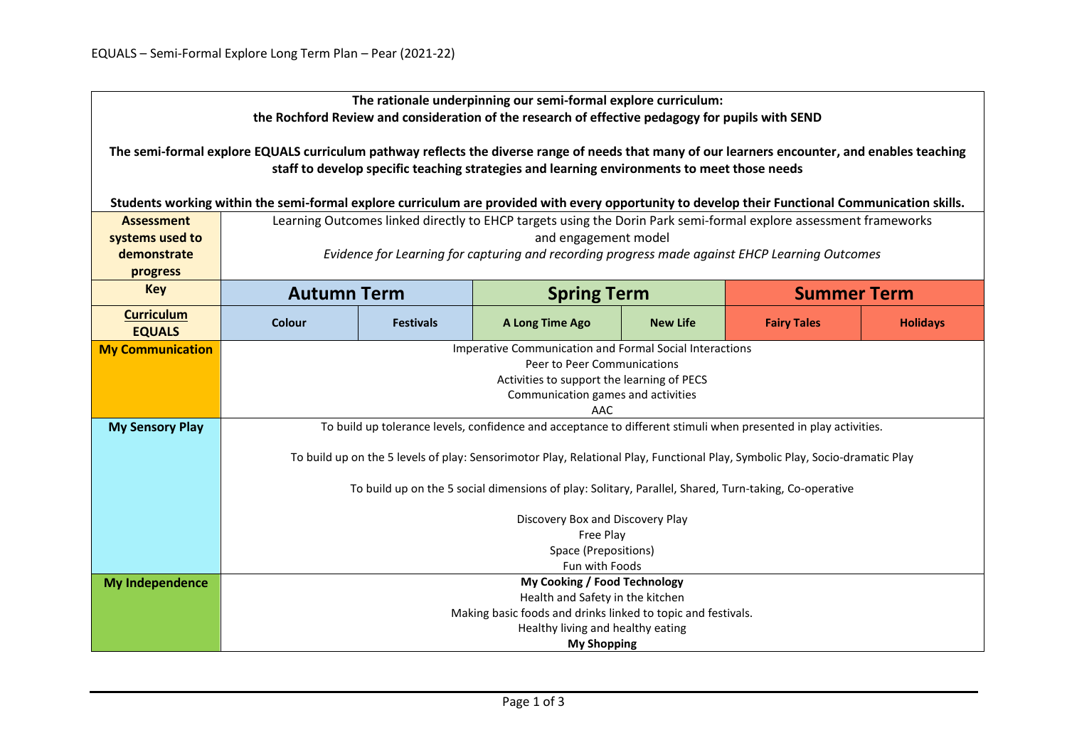EQUALS – Semi-Formal Explore Long Term Plan – Pear (2021-22)

**The rationale underpinning our semi-formal explore curriculum:**
**the Rochford Review and consideration of the research of effective pedagogy for pupils with SEND**

**The semi-formal explore EQUALS curriculum pathway reflects the diverse range of needs that many of our learners encounter, and enables teaching staff to develop specific teaching strategies and learning environments to meet those needs**

**Students working within the semi-formal explore curriculum are provided with every opportunity to develop their Functional Communication skills.**

| **Assessment systems used to demonstrate progress** | Learning Outcomes linked directly to EHCP targets using the Dorin Park semi-formal explore assessment frameworks and engagement model<br>*Evidence for Learning for capturing and recording progress made against EHCP Learning Outcomes* | | | | | |
|---|---|---|---|---|---|---|
| **Key** | **Autumn Term** | | **Spring Term** | | **Summer Term** | |
| **Curriculum EQUALS** | **Colour** | **Festivals** | **A Long Time Ago** | **New Life** | **Fairy Tales** | **Holidays** |
| **My Communication** | Imperative Communication and Formal Social Interactions<br>Peer to Peer Communications<br>Activities to support the learning of PECS<br>Communication games and activities<br>AAC | | | | | |
| **My Sensory Play** | To build up tolerance levels, confidence and acceptance to different stimuli when presented in play activities.<br><br>To build up on the 5 levels of play: Sensorimotor Play, Relational Play, Functional Play, Symbolic Play, Socio-dramatic Play<br><br>To build up on the 5 social dimensions of play: Solitary, Parallel, Shared, Turn-taking, Co-operative<br><br>Discovery Box and Discovery Play<br>Free Play<br>Space (Prepositions)<br>Fun with Foods | | | | | |
| **My Independence** | **My Cooking / Food Technology**<br>Health and Safety in the kitchen<br>Making basic foods and drinks linked to topic and festivals.<br>Healthy living and healthy eating<br>**My Shopping** | | | | | |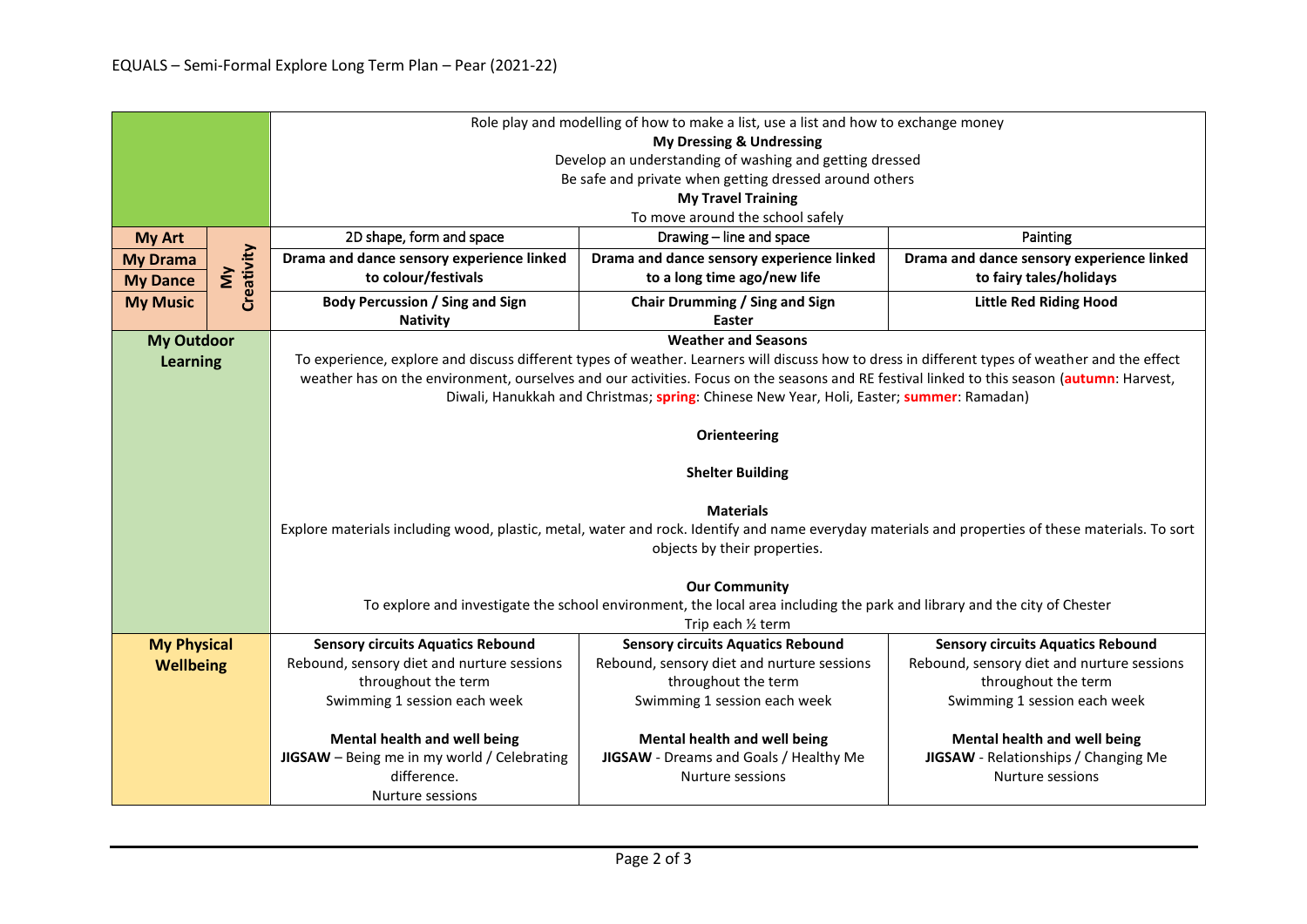EQUALS – Semi-Formal Explore Long Term Plan – Pear (2021-22)

| | | | | |
|---|---|---|---|---|
| | | Role play and modelling of how to make a list, use a list and how to exchange money<br>**My Dressing & Undressing**<br>Develop an understanding of washing and getting dressed<br>Be safe and private when getting dressed around others<br>**My Travel Training**<br>To move around the school safely | | |
| **My Art** | **My Creativity** | 2D shape, form and space | Drawing – line and space | Painting |
| **My Drama**<br>**My Dance** | **My Creativity** | **Drama and dance sensory experience linked to colour/festivals** | **Drama and dance sensory experience linked to a long time ago/new life** | **Drama and dance sensory experience linked to fairy tales/holidays** |
| **My Music** | **My Creativity** | **Body Percussion / Sing and Sign**<br>**Nativity** | **Chair Drumming / Sing and Sign**<br>**Easter** | **Little Red Riding Hood** |
| **My Outdoor Learning** | | **Weather and Seasons**<br>To experience, explore and discuss different types of weather. Learners will discuss how to dress in different types of weather and the effect weather has on the environment, ourselves and our activities. Focus on the seasons and RE festival linked to this season (**autumn**: Harvest, Diwali, Hanukkah and Christmas; **spring**: Chinese New Year, Holi, Easter; **summer**: Ramadan)<br><br>**Orienteering**<br><br>**Shelter Building**<br><br>**Materials**<br>Explore materials including wood, plastic, metal, water and rock. Identify and name everyday materials and properties of these materials. To sort objects by their properties.<br><br>**Our Community**<br>To explore and investigate the school environment, the local area including the park and library and the city of Chester<br>Trip each ½ term | | |
| **My Physical Wellbeing** | | **Sensory circuits Aquatics Rebound**<br>Rebound, sensory diet and nurture sessions throughout the term<br>Swimming 1 session each week<br><br>**Mental health and well being**<br>**JIGSAW** – Being me in my world / Celebrating difference.<br>Nurture sessions | **Sensory circuits Aquatics Rebound**<br>Rebound, sensory diet and nurture sessions throughout the term<br>Swimming 1 session each week<br><br>**Mental health and well being**<br>**JIGSAW** - Dreams and Goals / Healthy Me<br>Nurture sessions | **Sensory circuits Aquatics Rebound**<br>Rebound, sensory diet and nurture sessions throughout the term<br>Swimming 1 session each week<br><br>**Mental health and well being**<br>**JIGSAW** - Relationships / Changing Me<br>Nurture sessions |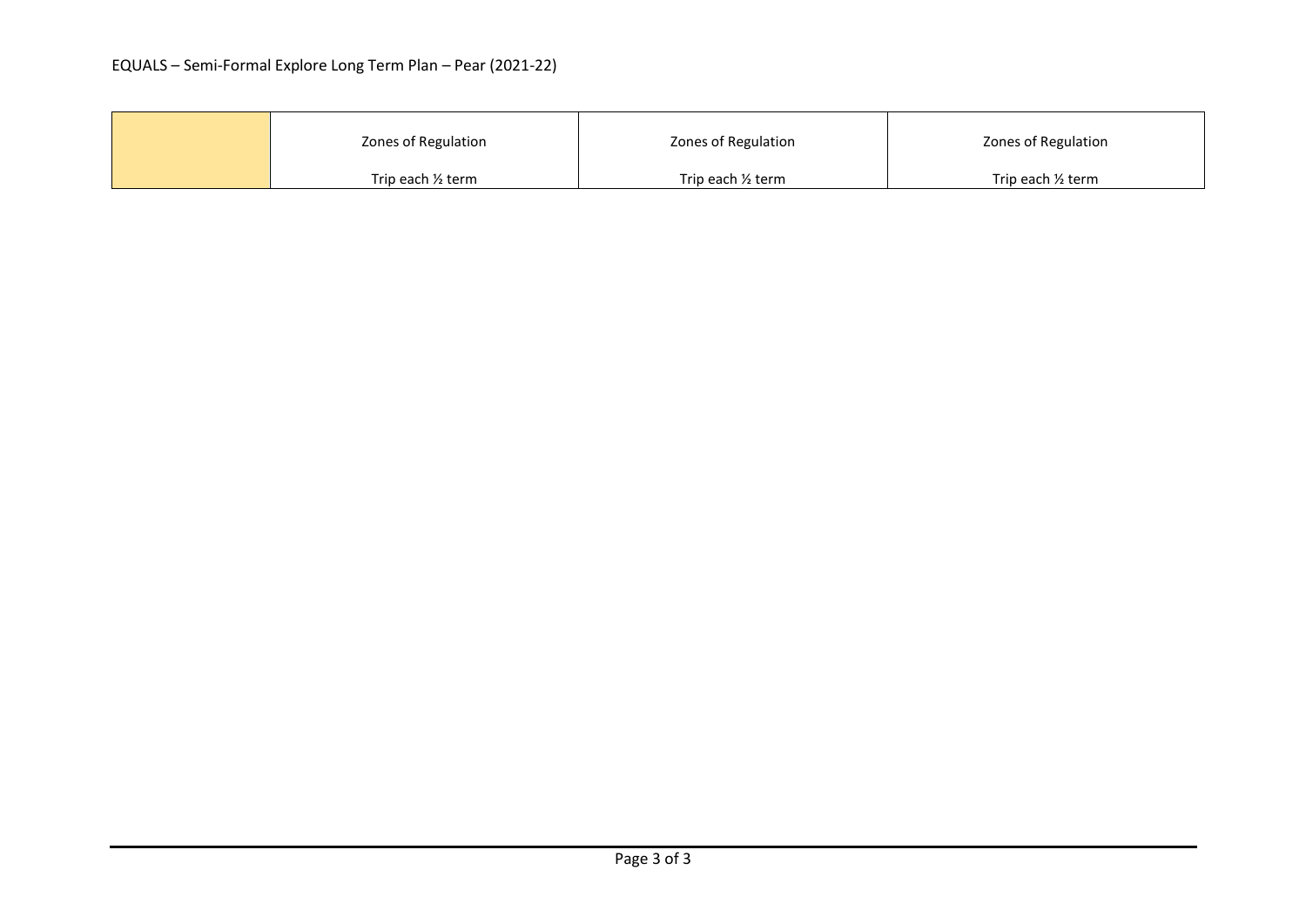| | | | |
|---|---|---|---|
| | Zones of Regulation<br><br>Trip each ½ term | Zones of Regulation<br><br>Trip each ½ term | Zones of Regulation<br><br>Trip each ½ term |